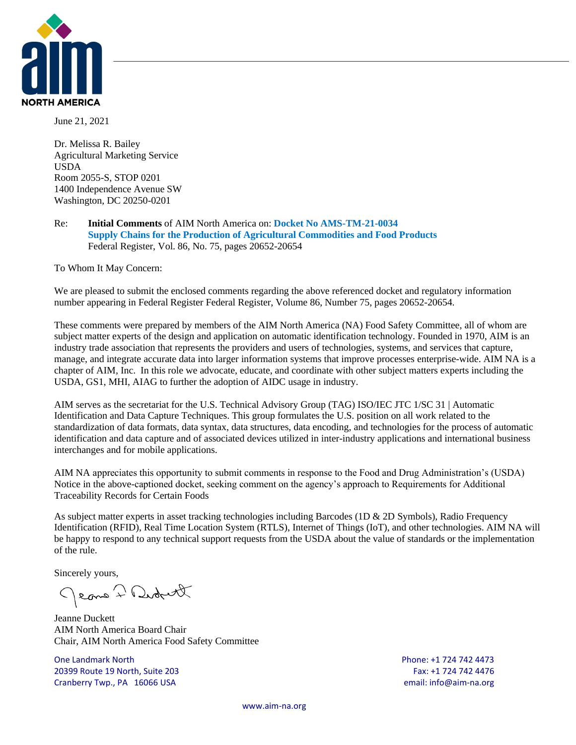AIM NORTH AMERICA

June 21, 2021

Dr. Melissa R. Bailey
Agricultural Marketing Service
USDA
Room 2055-S, STOP 0201
1400 Independence Avenue SW
Washington, DC 20250-0201

Re: **Initial Comments** of AIM North America on: **Docket No AMS-TM-21-0034**
**Supply Chains for the Production of Agricultural Commodities and Food Products**
Federal Register, Vol. 86, No. 75, pages 20652-20654

To Whom It May Concern:

We are pleased to submit the enclosed comments regarding the above referenced docket and regulatory information number appearing in Federal Register Federal Register, Volume 86, Number 75, pages 20652-20654.

These comments were prepared by members of the AIM North America (NA) Food Safety Committee, all of whom are subject matter experts of the design and application on automatic identification technology. Founded in 1970, AIM is an industry trade association that represents the providers and users of technologies, systems, and services that capture, manage, and integrate accurate data into larger information systems that improve processes enterprise-wide. AIM NA is a chapter of AIM, Inc. In this role we advocate, educate, and coordinate with other subject matters experts including the USDA, GS1, MHI, AIAG to further the adoption of AIDC usage in industry.

AIM serves as the secretariat for the U.S. Technical Advisory Group (TAG) ISO/IEC JTC 1/SC 31 | Automatic Identification and Data Capture Techniques. This group formulates the U.S. position on all work related to the standardization of data formats, data syntax, data structures, data encoding, and technologies for the process of automatic identification and data capture and of associated devices utilized in inter-industry applications and international business interchanges and for mobile applications.

AIM NA appreciates this opportunity to submit comments in response to the Food and Drug Administration's (USDA) Notice in the above-captioned docket, seeking comment on the agency's approach to Requirements for Additional Traceability Records for Certain Foods

As subject matter experts in asset tracking technologies including Barcodes (1D & 2D Symbols), Radio Frequency Identification (RFID), Real Time Location System (RTLS), Internet of Things (IoT), and other technologies. AIM NA will be happy to respond to any technical support requests from the USDA about the value of standards or the implementation of the rule.

Sincerely yours,

Jeanne Duckett
AIM North America Board Chair
Chair, AIM North America Food Safety Committee

One Landmark North
20399 Route 19 North, Suite 203
Cranberry Twp., PA 16066 USA

Phone: +1 724 742 4473
Fax: +1 724 742 4476
email: info@aim-na.org

www.aim-na.org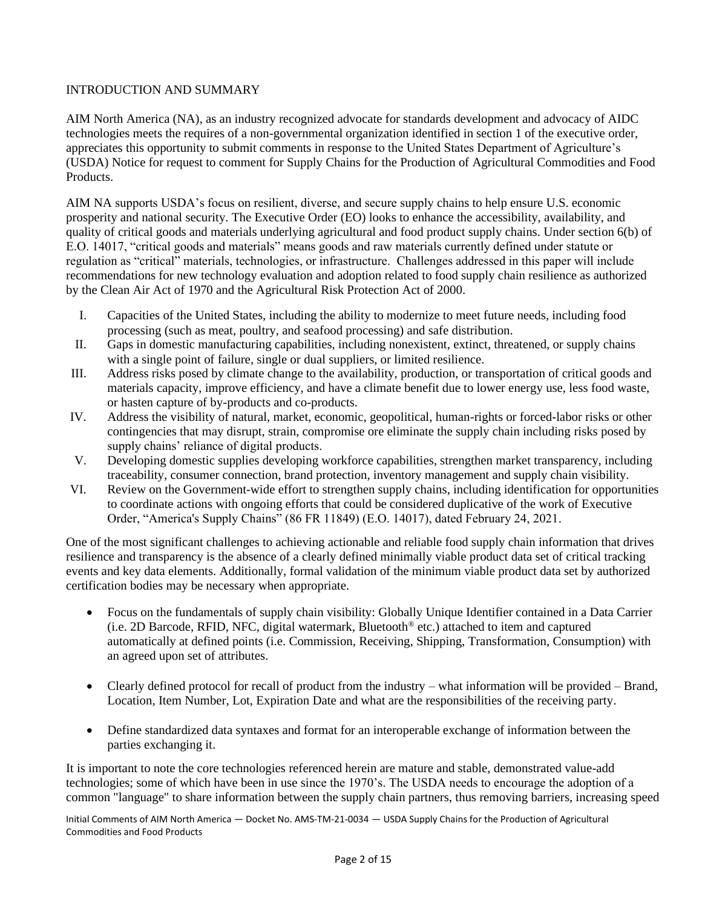## INTRODUCTION AND SUMMARY

AIM North America (NA), as an industry recognized advocate for standards development and advocacy of AIDC technologies meets the requires of a non-governmental organization identified in section 1 of the executive order, appreciates this opportunity to submit comments in response to the United States Department of Agriculture's (USDA) Notice for request to comment for Supply Chains for the Production of Agricultural Commodities and Food Products.

AIM NA supports USDA's focus on resilient, diverse, and secure supply chains to help ensure U.S. economic prosperity and national security. The Executive Order (EO) looks to enhance the accessibility, availability, and quality of critical goods and materials underlying agricultural and food product supply chains. Under section 6(b) of E.O. 14017, "critical goods and materials" means goods and raw materials currently defined under statute or regulation as "critical" materials, technologies, or infrastructure. Challenges addressed in this paper will include recommendations for new technology evaluation and adoption related to food supply chain resilience as authorized by the Clean Air Act of 1970 and the Agricultural Risk Protection Act of 2000.

I. Capacities of the United States, including the ability to modernize to meet future needs, including food processing (such as meat, poultry, and seafood processing) and safe distribution.
II. Gaps in domestic manufacturing capabilities, including nonexistent, extinct, threatened, or supply chains with a single point of failure, single or dual suppliers, or limited resilience.
III. Address risks posed by climate change to the availability, production, or transportation of critical goods and materials capacity, improve efficiency, and have a climate benefit due to lower energy use, less food waste, or hasten capture of by-products and co-products.
IV. Address the visibility of natural, market, economic, geopolitical, human-rights or forced-labor risks or other contingencies that may disrupt, strain, compromise ore eliminate the supply chain including risks posed by supply chains' reliance of digital products.
V. Developing domestic supplies developing workforce capabilities, strengthen market transparency, including traceability, consumer connection, brand protection, inventory management and supply chain visibility.
VI. Review on the Government-wide effort to strengthen supply chains, including identification for opportunities to coordinate actions with ongoing efforts that could be considered duplicative of the work of Executive Order, "America's Supply Chains" (86 FR 11849) (E.O. 14017), dated February 24, 2021.

One of the most significant challenges to achieving actionable and reliable food supply chain information that drives resilience and transparency is the absence of a clearly defined minimally viable product data set of critical tracking events and key data elements. Additionally, formal validation of the minimum viable product data set by authorized certification bodies may be necessary when appropriate.

- Focus on the fundamentals of supply chain visibility: Globally Unique Identifier contained in a Data Carrier (i.e. 2D Barcode, RFID, NFC, digital watermark, Bluetooth® etc.) attached to item and captured automatically at defined points (i.e. Commission, Receiving, Shipping, Transformation, Consumption) with an agreed upon set of attributes.

- Clearly defined protocol for recall of product from the industry – what information will be provided – Brand, Location, Item Number, Lot, Expiration Date and what are the responsibilities of the receiving party.

- Define standardized data syntaxes and format for an interoperable exchange of information between the parties exchanging it.

It is important to note the core technologies referenced herein are mature and stable, demonstrated value-add technologies; some of which have been in use since the 1970's. The USDA needs to encourage the adoption of a common "language" to share information between the supply chain partners, thus removing barriers, increasing speed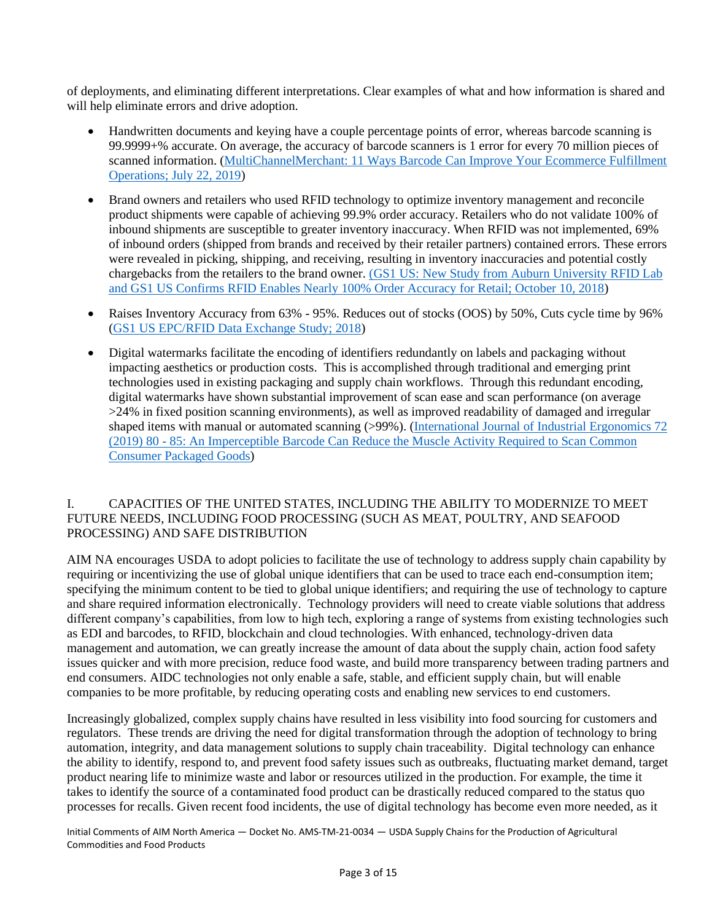of deployments, and eliminating different interpretations. Clear examples of what and how information is shared and will help eliminate errors and drive adoption.

- Handwritten documents and keying have a couple percentage points of error, whereas barcode scanning is 99.9999+% accurate. On average, the accuracy of barcode scanners is 1 error for every 70 million pieces of scanned information. (MultiChannelMerchant: 11 Ways Barcode Can Improve Your Ecommerce Fulfillment Operations; July 22, 2019)

- Brand owners and retailers who used RFID technology to optimize inventory management and reconcile product shipments were capable of achieving 99.9% order accuracy. Retailers who do not validate 100% of inbound shipments are susceptible to greater inventory inaccuracy. When RFID was not implemented, 69% of inbound orders (shipped from brands and received by their retailer partners) contained errors. These errors were revealed in picking, shipping, and receiving, resulting in inventory inaccuracies and potential costly chargebacks from the retailers to the brand owner. (GS1 US: New Study from Auburn University RFID Lab and GS1 US Confirms RFID Enables Nearly 100% Order Accuracy for Retail; October 10, 2018)

- Raises Inventory Accuracy from 63% - 95%. Reduces out of stocks (OOS) by 50%, Cuts cycle time by 96% (GS1 US EPC/RFID Data Exchange Study; 2018)

- Digital watermarks facilitate the encoding of identifiers redundantly on labels and packaging without impacting aesthetics or production costs. This is accomplished through traditional and emerging print technologies used in existing packaging and supply chain workflows. Through this redundant encoding, digital watermarks have shown substantial improvement of scan ease and scan performance (on average >24% in fixed position scanning environments), as well as improved readability of damaged and irregular shaped items with manual or automated scanning (>99%). (International Journal of Industrial Ergonomics 72 (2019) 80 - 85: An Imperceptible Barcode Can Reduce the Muscle Activity Required to Scan Common Consumer Packaged Goods)

## I. CAPACITIES OF THE UNITED STATES, INCLUDING THE ABILITY TO MODERNIZE TO MEET FUTURE NEEDS, INCLUDING FOOD PROCESSING (SUCH AS MEAT, POULTRY, AND SEAFOOD PROCESSING) AND SAFE DISTRIBUTION

AIM NA encourages USDA to adopt policies to facilitate the use of technology to address supply chain capability by requiring or incentivizing the use of global unique identifiers that can be used to trace each end-consumption item; specifying the minimum content to be tied to global unique identifiers; and requiring the use of technology to capture and share required information electronically. Technology providers will need to create viable solutions that address different company's capabilities, from low to high tech, exploring a range of systems from existing technologies such as EDI and barcodes, to RFID, blockchain and cloud technologies. With enhanced, technology-driven data management and automation, we can greatly increase the amount of data about the supply chain, action food safety issues quicker and with more precision, reduce food waste, and build more transparency between trading partners and end consumers. AIDC technologies not only enable a safe, stable, and efficient supply chain, but will enable companies to be more profitable, by reducing operating costs and enabling new services to end customers.

Increasingly globalized, complex supply chains have resulted in less visibility into food sourcing for customers and regulators. These trends are driving the need for digital transformation through the adoption of technology to bring automation, integrity, and data management solutions to supply chain traceability. Digital technology can enhance the ability to identify, respond to, and prevent food safety issues such as outbreaks, fluctuating market demand, target product nearing life to minimize waste and labor or resources utilized in the production. For example, the time it takes to identify the source of a contaminated food product can be drastically reduced compared to the status quo processes for recalls. Given recent food incidents, the use of digital technology has become even more needed, as it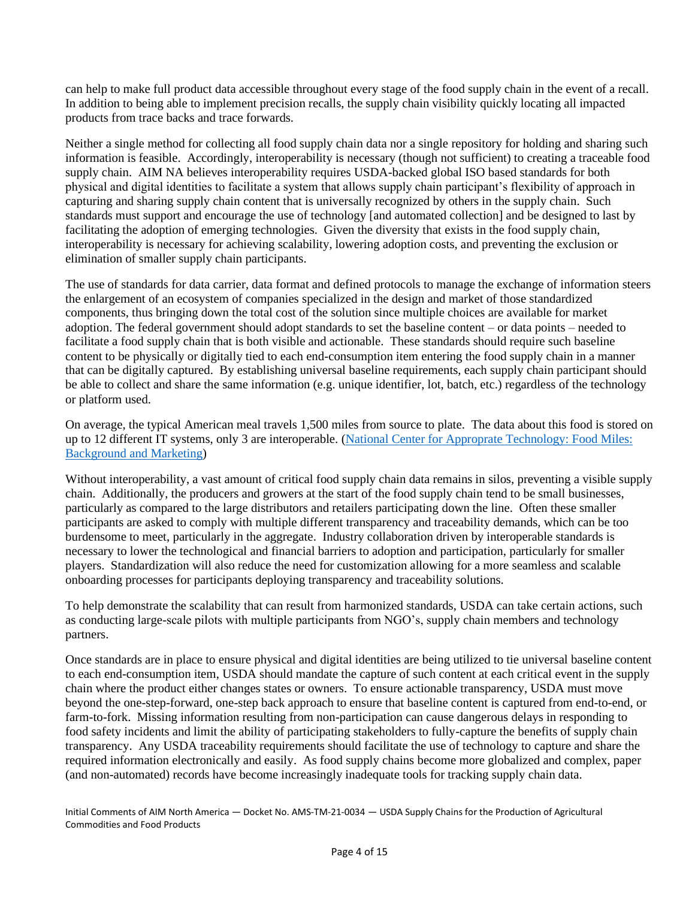can help to make full product data accessible throughout every stage of the food supply chain in the event of a recall. In addition to being able to implement precision recalls, the supply chain visibility quickly locating all impacted products from trace backs and trace forwards.

Neither a single method for collecting all food supply chain data nor a single repository for holding and sharing such information is feasible. Accordingly, interoperability is necessary (though not sufficient) to creating a traceable food supply chain. AIM NA believes interoperability requires USDA-backed global ISO based standards for both physical and digital identities to facilitate a system that allows supply chain participant's flexibility of approach in capturing and sharing supply chain content that is universally recognized by others in the supply chain. Such standards must support and encourage the use of technology [and automated collection] and be designed to last by facilitating the adoption of emerging technologies. Given the diversity that exists in the food supply chain, interoperability is necessary for achieving scalability, lowering adoption costs, and preventing the exclusion or elimination of smaller supply chain participants.

The use of standards for data carrier, data format and defined protocols to manage the exchange of information steers the enlargement of an ecosystem of companies specialized in the design and market of those standardized components, thus bringing down the total cost of the solution since multiple choices are available for market adoption. The federal government should adopt standards to set the baseline content – or data points – needed to facilitate a food supply chain that is both visible and actionable. These standards should require such baseline content to be physically or digitally tied to each end-consumption item entering the food supply chain in a manner that can be digitally captured. By establishing universal baseline requirements, each supply chain participant should be able to collect and share the same information (e.g. unique identifier, lot, batch, etc.) regardless of the technology or platform used.

On average, the typical American meal travels 1,500 miles from source to plate. The data about this food is stored on up to 12 different IT systems, only 3 are interoperable. ([National Center for Appropriate Technology: Food Miles: Background and Marketing])

Without interoperability, a vast amount of critical food supply chain data remains in silos, preventing a visible supply chain. Additionally, the producers and growers at the start of the food supply chain tend to be small businesses, particularly as compared to the large distributors and retailers participating down the line. Often these smaller participants are asked to comply with multiple different transparency and traceability demands, which can be too burdensome to meet, particularly in the aggregate. Industry collaboration driven by interoperable standards is necessary to lower the technological and financial barriers to adoption and participation, particularly for smaller players. Standardization will also reduce the need for customization allowing for a more seamless and scalable onboarding processes for participants deploying transparency and traceability solutions.

To help demonstrate the scalability that can result from harmonized standards, USDA can take certain actions, such as conducting large-scale pilots with multiple participants from NGO's, supply chain members and technology partners.

Once standards are in place to ensure physical and digital identities are being utilized to tie universal baseline content to each end-consumption item, USDA should mandate the capture of such content at each critical event in the supply chain where the product either changes states or owners. To ensure actionable transparency, USDA must move beyond the one-step-forward, one-step back approach to ensure that baseline content is captured from end-to-end, or farm-to-fork. Missing information resulting from non-participation can cause dangerous delays in responding to food safety incidents and limit the ability of participating stakeholders to fully-capture the benefits of supply chain transparency. Any USDA traceability requirements should facilitate the use of technology to capture and share the required information electronically and easily. As food supply chains become more globalized and complex, paper (and non-automated) records have become increasingly inadequate tools for tracking supply chain data.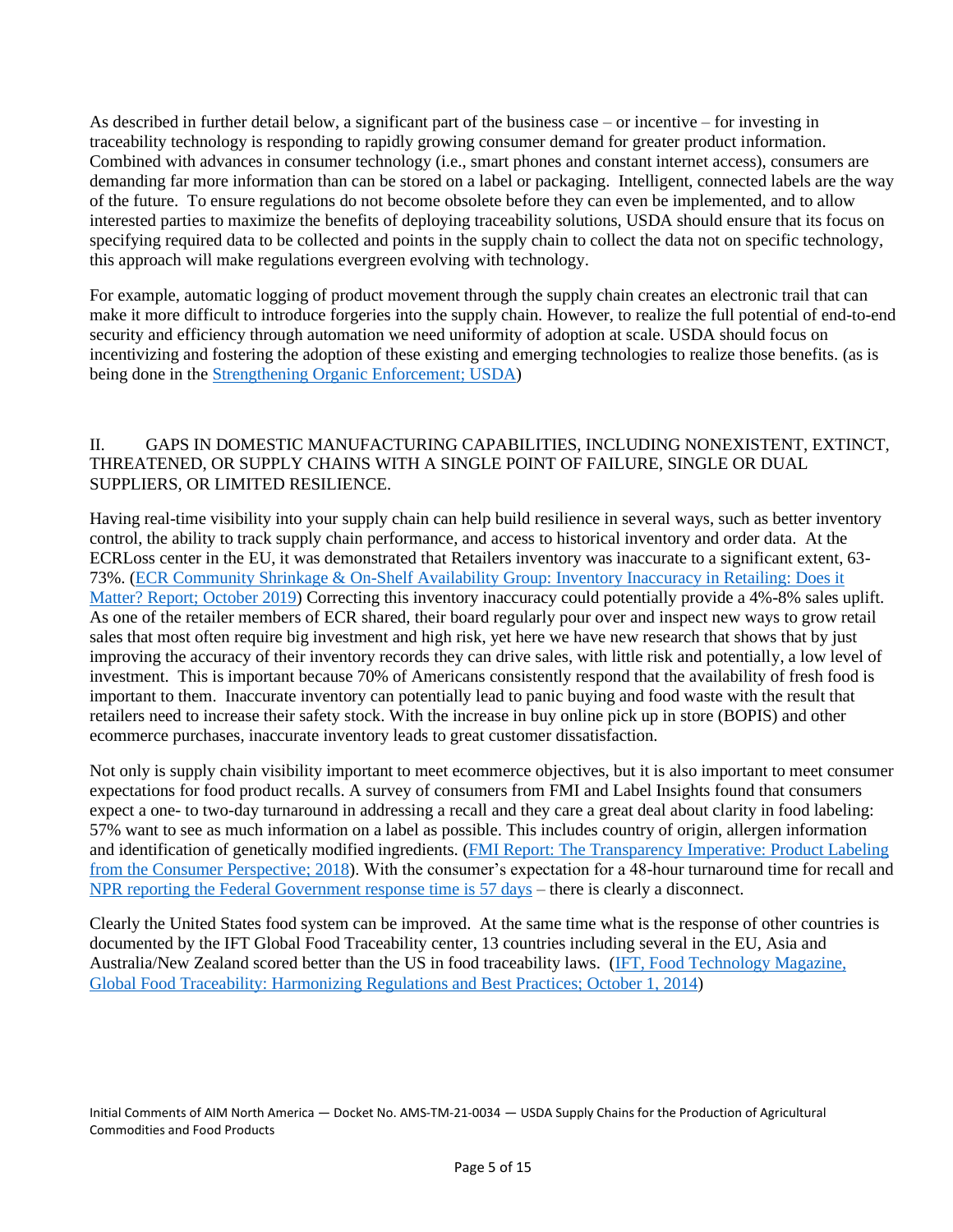As described in further detail below, a significant part of the business case – or incentive – for investing in traceability technology is responding to rapidly growing consumer demand for greater product information. Combined with advances in consumer technology (i.e., smart phones and constant internet access), consumers are demanding far more information than can be stored on a label or packaging. Intelligent, connected labels are the way of the future. To ensure regulations do not become obsolete before they can even be implemented, and to allow interested parties to maximize the benefits of deploying traceability solutions, USDA should ensure that its focus on specifying required data to be collected and points in the supply chain to collect the data not on specific technology, this approach will make regulations evergreen evolving with technology.

For example, automatic logging of product movement through the supply chain creates an electronic trail that can make it more difficult to introduce forgeries into the supply chain. However, to realize the full potential of end-to-end security and efficiency through automation we need uniformity of adoption at scale. USDA should focus on incentivizing and fostering the adoption of these existing and emerging technologies to realize those benefits. (as is being done in the Strengthening Organic Enforcement; USDA)

## II. GAPS IN DOMESTIC MANUFACTURING CAPABILITIES, INCLUDING NONEXISTENT, EXTINCT, THREATENED, OR SUPPLY CHAINS WITH A SINGLE POINT OF FAILURE, SINGLE OR DUAL SUPPLIERS, OR LIMITED RESILIENCE.

Having real-time visibility into your supply chain can help build resilience in several ways, such as better inventory control, the ability to track supply chain performance, and access to historical inventory and order data. At the ECRLoss center in the EU, it was demonstrated that Retailers inventory was inaccurate to a significant extent, 63-73%. (ECR Community Shrinkage & On-Shelf Availability Group: Inventory Inaccuracy in Retailing: Does it Matter? Report; October 2019) Correcting this inventory inaccuracy could potentially provide a 4%-8% sales uplift. As one of the retailer members of ECR shared, their board regularly pour over and inspect new ways to grow retail sales that most often require big investment and high risk, yet here we have new research that shows that by just improving the accuracy of their inventory records they can drive sales, with little risk and potentially, a low level of investment. This is important because 70% of Americans consistently respond that the availability of fresh food is important to them. Inaccurate inventory can potentially lead to panic buying and food waste with the result that retailers need to increase their safety stock. With the increase in buy online pick up in store (BOPIS) and other ecommerce purchases, inaccurate inventory leads to great customer dissatisfaction.

Not only is supply chain visibility important to meet ecommerce objectives, but it is also important to meet consumer expectations for food product recalls. A survey of consumers from FMI and Label Insights found that consumers expect a one- to two-day turnaround in addressing a recall and they care a great deal about clarity in food labeling: 57% want to see as much information on a label as possible. This includes country of origin, allergen information and identification of genetically modified ingredients. (FMI Report: The Transparency Imperative: Product Labeling from the Consumer Perspective; 2018). With the consumer's expectation for a 48-hour turnaround time for recall and NPR reporting the Federal Government response time is 57 days – there is clearly a disconnect.

Clearly the United States food system can be improved. At the same time what is the response of other countries is documented by the IFT Global Food Traceability center, 13 countries including several in the EU, Asia and Australia/New Zealand scored better than the US in food traceability laws. (IFT, Food Technology Magazine, Global Food Traceability: Harmonizing Regulations and Best Practices; October 1, 2014)

Initial Comments of AIM North America — Docket No. AMS-TM-21-0034 — USDA Supply Chains for the Production of Agricultural Commodities and Food Products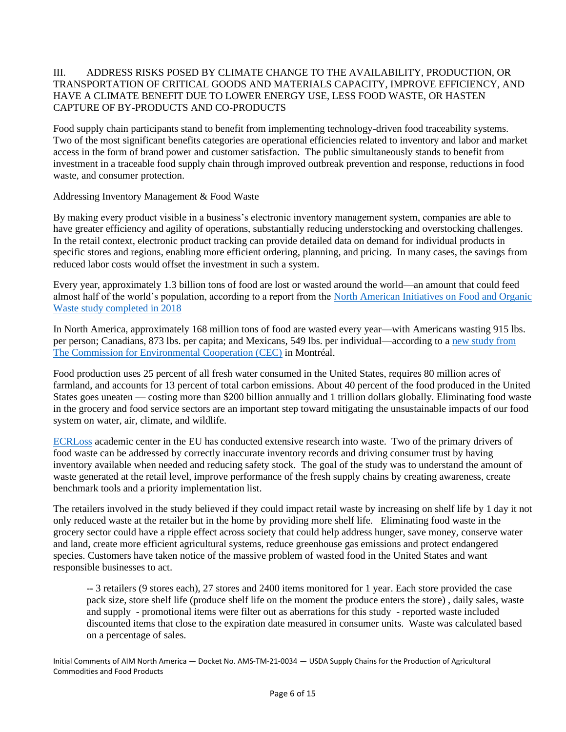## III. ADDRESS RISKS POSED BY CLIMATE CHANGE TO THE AVAILABILITY, PRODUCTION, OR TRANSPORTATION OF CRITICAL GOODS AND MATERIALS CAPACITY, IMPROVE EFFICIENCY, AND HAVE A CLIMATE BENEFIT DUE TO LOWER ENERGY USE, LESS FOOD WASTE, OR HASTEN CAPTURE OF BY-PRODUCTS AND CO-PRODUCTS

Food supply chain participants stand to benefit from implementing technology-driven food traceability systems. Two of the most significant benefits categories are operational efficiencies related to inventory and labor and market access in the form of brand power and customer satisfaction. The public simultaneously stands to benefit from investment in a traceable food supply chain through improved outbreak prevention and response, reductions in food waste, and consumer protection.

### Addressing Inventory Management & Food Waste

By making every product visible in a business's electronic inventory management system, companies are able to have greater efficiency and agility of operations, substantially reducing understocking and overstocking challenges. In the retail context, electronic product tracking can provide detailed data on demand for individual products in specific stores and regions, enabling more efficient ordering, planning, and pricing. In many cases, the savings from reduced labor costs would offset the investment in such a system.

Every year, approximately 1.3 billion tons of food are lost or wasted around the world—an amount that could feed almost half of the world's population, according to a report from the [North American Initiatives on Food and Organic Waste study completed in 2018]

In North America, approximately 168 million tons of food are wasted every year—with Americans wasting 915 lbs. per person; Canadians, 873 lbs. per capita; and Mexicans, 549 lbs. per individual—according to a [new study from The Commission for Environmental Cooperation (CEC)] in Montréal.

Food production uses 25 percent of all fresh water consumed in the United States, requires 80 million acres of farmland, and accounts for 13 percent of total carbon emissions. About 40 percent of the food produced in the United States goes uneaten — costing more than $200 billion annually and 1 trillion dollars globally. Eliminating food waste in the grocery and food service sectors are an important step toward mitigating the unsustainable impacts of our food system on water, air, climate, and wildlife.

[ECRLoss] academic center in the EU has conducted extensive research into waste. Two of the primary drivers of food waste can be addressed by correctly inaccurate inventory records and driving consumer trust by having inventory available when needed and reducing safety stock. The goal of the study was to understand the amount of waste generated at the retail level, improve performance of the fresh supply chains by creating awareness, create benchmark tools and a priority implementation list.

The retailers involved in the study believed if they could impact retail waste by increasing on shelf life by 1 day it not only reduced waste at the retailer but in the home by providing more shelf life. Eliminating food waste in the grocery sector could have a ripple effect across society that could help address hunger, save money, conserve water and land, create more efficient agricultural systems, reduce greenhouse gas emissions and protect endangered species. Customers have taken notice of the massive problem of wasted food in the United States and want responsible businesses to act.

> -- 3 retailers (9 stores each), 27 stores and 2400 items monitored for 1 year. Each store provided the case pack size, store shelf life (produce shelf life on the moment the produce enters the store) , daily sales, waste and supply - promotional items were filter out as aberrations for this study - reported waste included discounted items that close to the expiration date measured in consumer units. Waste was calculated based on a percentage of sales.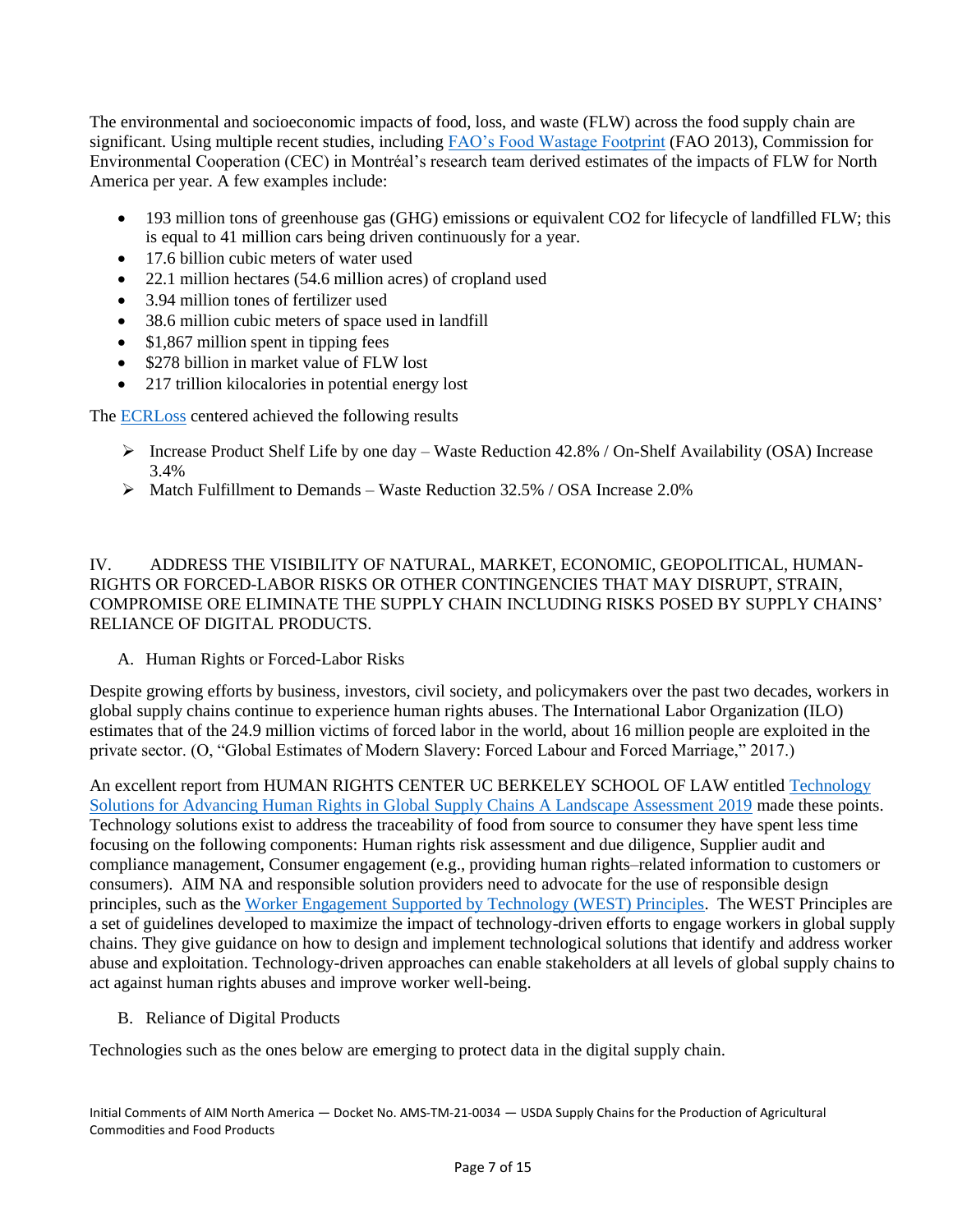The environmental and socioeconomic impacts of food, loss, and waste (FLW) across the food supply chain are significant. Using multiple recent studies, including [FAO's Food Wastage Footprint](#) (FAO 2013), Commission for Environmental Cooperation (CEC) in Montréal's research team derived estimates of the impacts of FLW for North America per year. A few examples include:

- 193 million tons of greenhouse gas (GHG) emissions or equivalent CO2 for lifecycle of landfilled FLW; this is equal to 41 million cars being driven continuously for a year.
- 17.6 billion cubic meters of water used
- 22.1 million hectares (54.6 million acres) of cropland used
- 3.94 million tones of fertilizer used
- 38.6 million cubic meters of space used in landfill
- $1,867 million spent in tipping fees
- $278 billion in market value of FLW lost
- 217 trillion kilocalories in potential energy lost

The [ECRLoss](#) centered achieved the following results

- Increase Product Shelf Life by one day – Waste Reduction 42.8% / On-Shelf Availability (OSA) Increase 3.4%
- Match Fulfillment to Demands – Waste Reduction 32.5% / OSA Increase 2.0%

## IV. ADDRESS THE VISIBILITY OF NATURAL, MARKET, ECONOMIC, GEOPOLITICAL, HUMAN-RIGHTS OR FORCED-LABOR RISKS OR OTHER CONTINGENCIES THAT MAY DISRUPT, STRAIN, COMPROMISE ORE ELIMINATE THE SUPPLY CHAIN INCLUDING RISKS POSED BY SUPPLY CHAINS' RELIANCE OF DIGITAL PRODUCTS.

### A. Human Rights or Forced-Labor Risks

Despite growing efforts by business, investors, civil society, and policymakers over the past two decades, workers in global supply chains continue to experience human rights abuses. The International Labor Organization (ILO) estimates that of the 24.9 million victims of forced labor in the world, about 16 million people are exploited in the private sector. (O, "Global Estimates of Modern Slavery: Forced Labour and Forced Marriage," 2017.)

An excellent report from HUMAN RIGHTS CENTER UC BERKELEY SCHOOL OF LAW entitled [Technology Solutions for Advancing Human Rights in Global Supply Chains A Landscape Assessment 2019](#) made these points. Technology solutions exist to address the traceability of food from source to consumer they have spent less time focusing on the following components: Human rights risk assessment and due diligence, Supplier audit and compliance management, Consumer engagement (e.g., providing human rights–related information to customers or consumers). AIM NA and responsible solution providers need to advocate for the use of responsible design principles, such as the [Worker Engagement Supported by Technology (WEST) Principles](#). The WEST Principles are a set of guidelines developed to maximize the impact of technology-driven efforts to engage workers in global supply chains. They give guidance on how to design and implement technological solutions that identify and address worker abuse and exploitation. Technology-driven approaches can enable stakeholders at all levels of global supply chains to act against human rights abuses and improve worker well-being.

### B. Reliance of Digital Products

Technologies such as the ones below are emerging to protect data in the digital supply chain.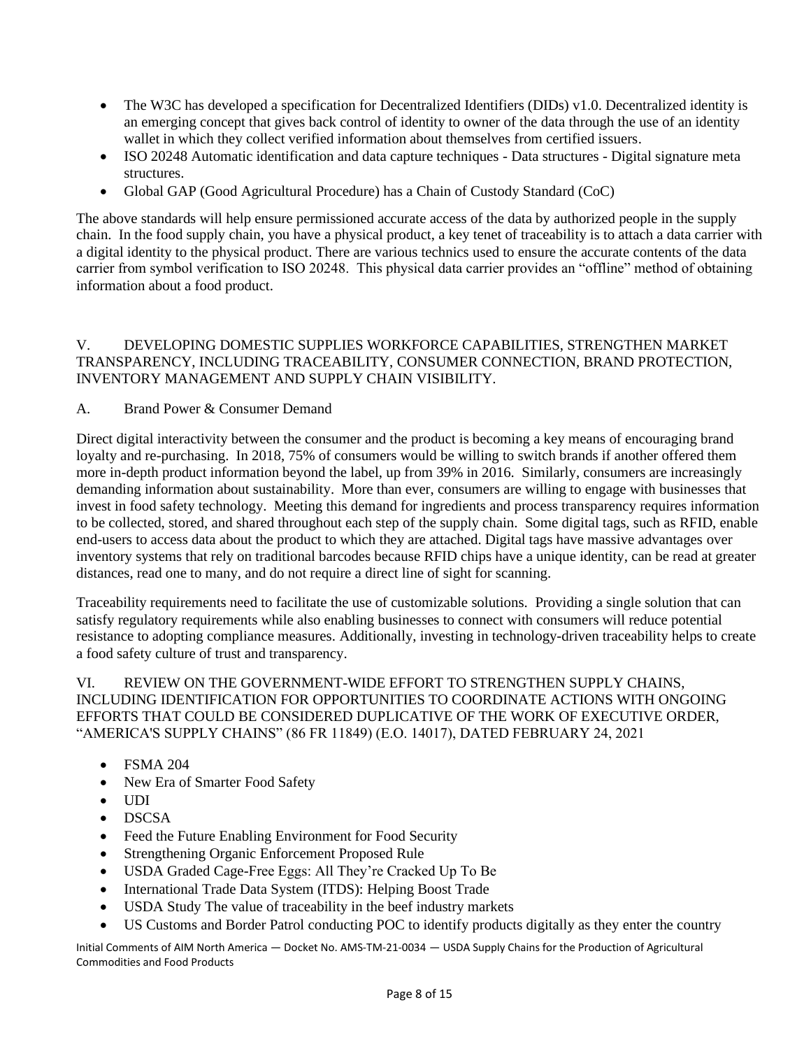- The W3C has developed a specification for Decentralized Identifiers (DIDs) v1.0. Decentralized identity is an emerging concept that gives back control of identity to owner of the data through the use of an identity wallet in which they collect verified information about themselves from certified issuers.
- ISO 20248 Automatic identification and data capture techniques - Data structures - Digital signature meta structures.
- Global GAP (Good Agricultural Procedure) has a Chain of Custody Standard (CoC)

The above standards will help ensure permissioned accurate access of the data by authorized people in the supply chain. In the food supply chain, you have a physical product, a key tenet of traceability is to attach a data carrier with a digital identity to the physical product. There are various technics used to ensure the accurate contents of the data carrier from symbol verification to ISO 20248. This physical data carrier provides an "offline" method of obtaining information about a food product.

## V. DEVELOPING DOMESTIC SUPPLIES WORKFORCE CAPABILITIES, STRENGTHEN MARKET TRANSPARENCY, INCLUDING TRACEABILITY, CONSUMER CONNECTION, BRAND PROTECTION, INVENTORY MANAGEMENT AND SUPPLY CHAIN VISIBILITY.

### A. Brand Power & Consumer Demand

Direct digital interactivity between the consumer and the product is becoming a key means of encouraging brand loyalty and re-purchasing. In 2018, 75% of consumers would be willing to switch brands if another offered them more in-depth product information beyond the label, up from 39% in 2016. Similarly, consumers are increasingly demanding information about sustainability. More than ever, consumers are willing to engage with businesses that invest in food safety technology. Meeting this demand for ingredients and process transparency requires information to be collected, stored, and shared throughout each step of the supply chain. Some digital tags, such as RFID, enable end-users to access data about the product to which they are attached. Digital tags have massive advantages over inventory systems that rely on traditional barcodes because RFID chips have a unique identity, can be read at greater distances, read one to many, and do not require a direct line of sight for scanning.

Traceability requirements need to facilitate the use of customizable solutions. Providing a single solution that can satisfy regulatory requirements while also enabling businesses to connect with consumers will reduce potential resistance to adopting compliance measures. Additionally, investing in technology-driven traceability helps to create a food safety culture of trust and transparency.

## VI. REVIEW ON THE GOVERNMENT-WIDE EFFORT TO STRENGTHEN SUPPLY CHAINS, INCLUDING IDENTIFICATION FOR OPPORTUNITIES TO COORDINATE ACTIONS WITH ONGOING EFFORTS THAT COULD BE CONSIDERED DUPLICATIVE OF THE WORK OF EXECUTIVE ORDER, "AMERICA'S SUPPLY CHAINS" (86 FR 11849) (E.O. 14017), DATED FEBRUARY 24, 2021

- FSMA 204
- New Era of Smarter Food Safety
- UDI
- DSCSA
- Feed the Future Enabling Environment for Food Security
- Strengthening Organic Enforcement Proposed Rule
- USDA Graded Cage-Free Eggs: All They're Cracked Up To Be
- International Trade Data System (ITDS): Helping Boost Trade
- USDA Study The value of traceability in the beef industry markets
- US Customs and Border Patrol conducting POC to identify products digitally as they enter the country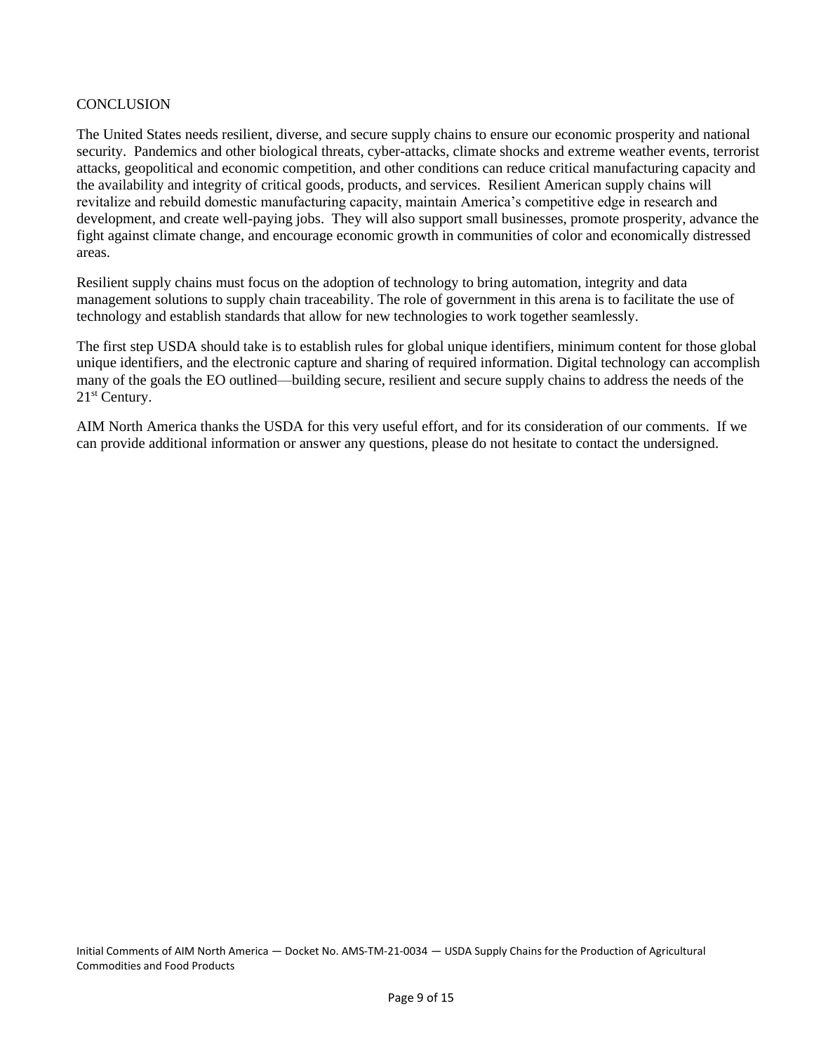## CONCLUSION

The United States needs resilient, diverse, and secure supply chains to ensure our economic prosperity and national security. Pandemics and other biological threats, cyber-attacks, climate shocks and extreme weather events, terrorist attacks, geopolitical and economic competition, and other conditions can reduce critical manufacturing capacity and the availability and integrity of critical goods, products, and services. Resilient American supply chains will revitalize and rebuild domestic manufacturing capacity, maintain America's competitive edge in research and development, and create well-paying jobs. They will also support small businesses, promote prosperity, advance the fight against climate change, and encourage economic growth in communities of color and economically distressed areas.

Resilient supply chains must focus on the adoption of technology to bring automation, integrity and data management solutions to supply chain traceability. The role of government in this arena is to facilitate the use of technology and establish standards that allow for new technologies to work together seamlessly.

The first step USDA should take is to establish rules for global unique identifiers, minimum content for those global unique identifiers, and the electronic capture and sharing of required information. Digital technology can accomplish many of the goals the EO outlined—building secure, resilient and secure supply chains to address the needs of the 21st Century.

AIM North America thanks the USDA for this very useful effort, and for its consideration of our comments. If we can provide additional information or answer any questions, please do not hesitate to contact the undersigned.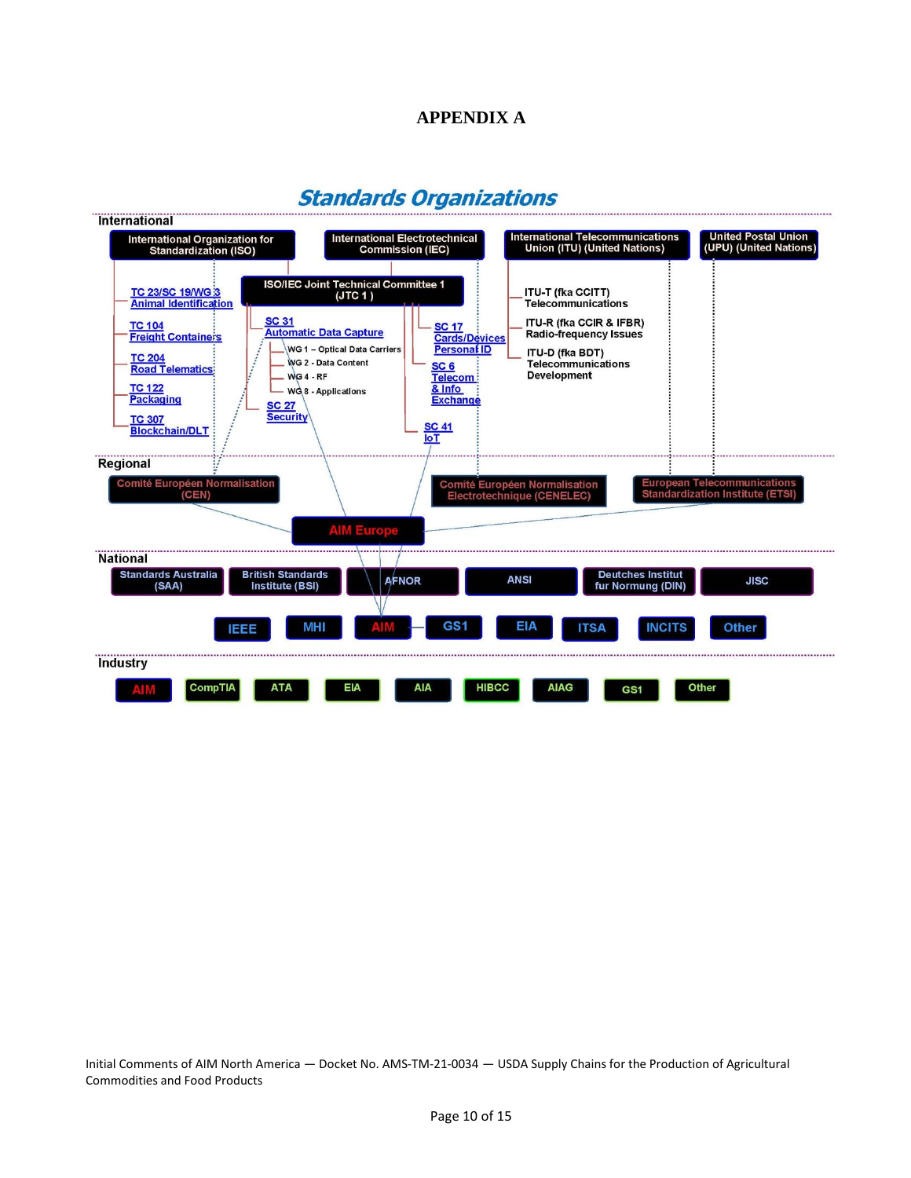# APPENDIX A

## Standards Organizations

### International

- International Organization for Standardization (ISO)
  - TC 23/SC 19/WG 3 Animal Identification
  - TC 104 Freight Containers
  - TC 204 Road Telematics
  - TC 122 Packaging
  - TC 307 Blockchain/DLT
- International Electrotechnical Commission (IEC)
- ISO/IEC Joint Technical Committee 1 (JTC 1 )
  - SC 31 Automatic Data Capture
    - WG 1 – Optical Data Carriers
    - WG 2 - Data Content
    - WG 4 - RF
    - WG 8 - Applications
  - SC 27 Security
  - SC 17 Cards/Devices Personal ID
  - SC 6 Telecom & Info Exchange
  - SC 41 IoT
- International Telecommunications Union (ITU) (United Nations)
  - ITU-T (fka CCITT) Telecommunications
  - ITU-R (fka CCIR & IFBR) Radio-frequency Issues
  - ITU-D (fka BDT) Telecommunications Development
- United Postal Union (UPU) (United Nations)

### Regional

- Comité Européen Normalisation (CEN)
- Comité Européen Normalisation Electrotechnique (CENELEC)
- European Telecommunications Standardization Institute (ETSI)
- AIM Europe

### National

- Standards Australia (SAA)
- British Standards Institute (BSI)
- AFNOR
- ANSI
- Deutches Institut fur Normung (DIN)
- JISC
- IEEE
- MHI
- AIM
- GS1
- EIA
- ITSA
- INCITS
- Other

### Industry

- AIM
- CompTIA
- ATA
- EIA
- AIA
- HIBCC
- AIAG
- GS1
- Other

Initial Comments of AIM North America — Docket No. AMS-TM-21-0034 — USDA Supply Chains for the Production of Agricultural Commodities and Food Products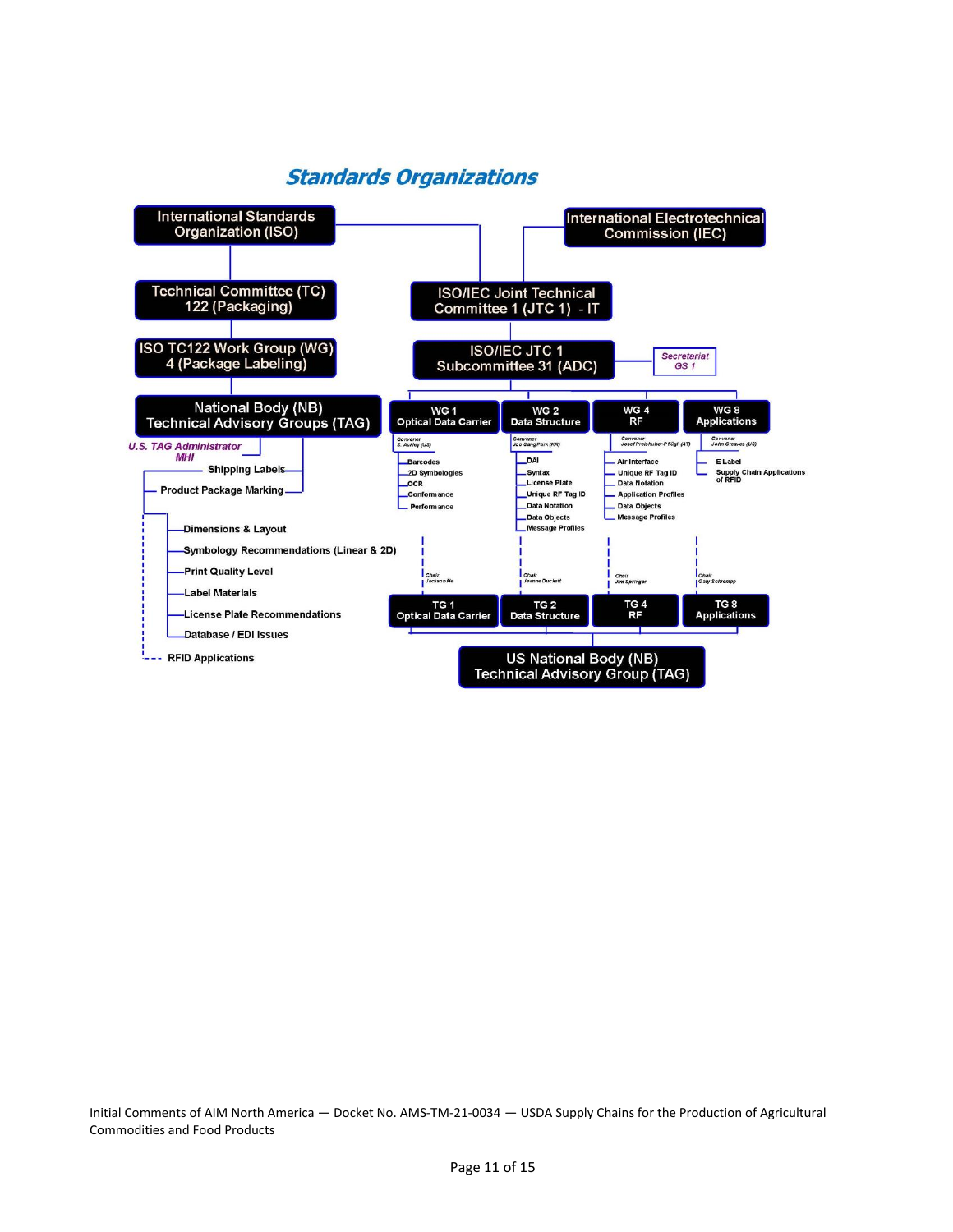## Standards Organizations

International Standards Organization (ISO)

International Electrotechnical Commission (IEC)

Technical Committee (TC) 122 (Packaging)

ISO/IEC Joint Technical Committee 1 (JTC 1) - IT

ISO TC122 Work Group (WG) 4 (Package Labeling)

ISO/IEC JTC 1 Subcommittee 31 (ADC)

*Secretariat GS 1*

National Body (NB) Technical Advisory Groups (TAG)

*U.S. TAG Administrator MHI*

- Shipping Labels
- Product Package Marking
  - Dimensions & Layout
  - Symbology Recommendations (Linear & 2D)
  - Print Quality Level
  - Label Materials
  - License Plate Recommendations
  - Database / EDI Issues
- RFID Applications

**WG 1 Optical Data Carrier** — *Convener S. Ackley (US)*
- Barcodes
- 2D Symbologies
- OCR
- Conformance
- Performance

**WG 2 Data Structure** — *Convener Joo-Sang Park (KR)*
- DAI
- Syntax
- License Plate
- Unique RF Tag ID
- Data Notation
- Data Objects
- Message Profiles

**WG 4 RF** — *Convener Josef Preishuber-Pflügl (AT)*
- Air Interface
- Unique RF Tag ID
- Data Notation
- Application Profiles
- Data Objects
- Message Profiles

**WG 8 Applications** — *Convener John Greaves (US)*
- E Label
- Supply Chain Applications of RFID

**TG 1 Optical Data Carrier** — *Chair Jackson He*

**TG 2 Data Structure** — *Chair Jeanne Duckett*

**TG 4 RF** — *Chair Jim Springer*

**TG 8 Applications** — *Chair Gary Schrempp*

US National Body (NB) Technical Advisory Group (TAG)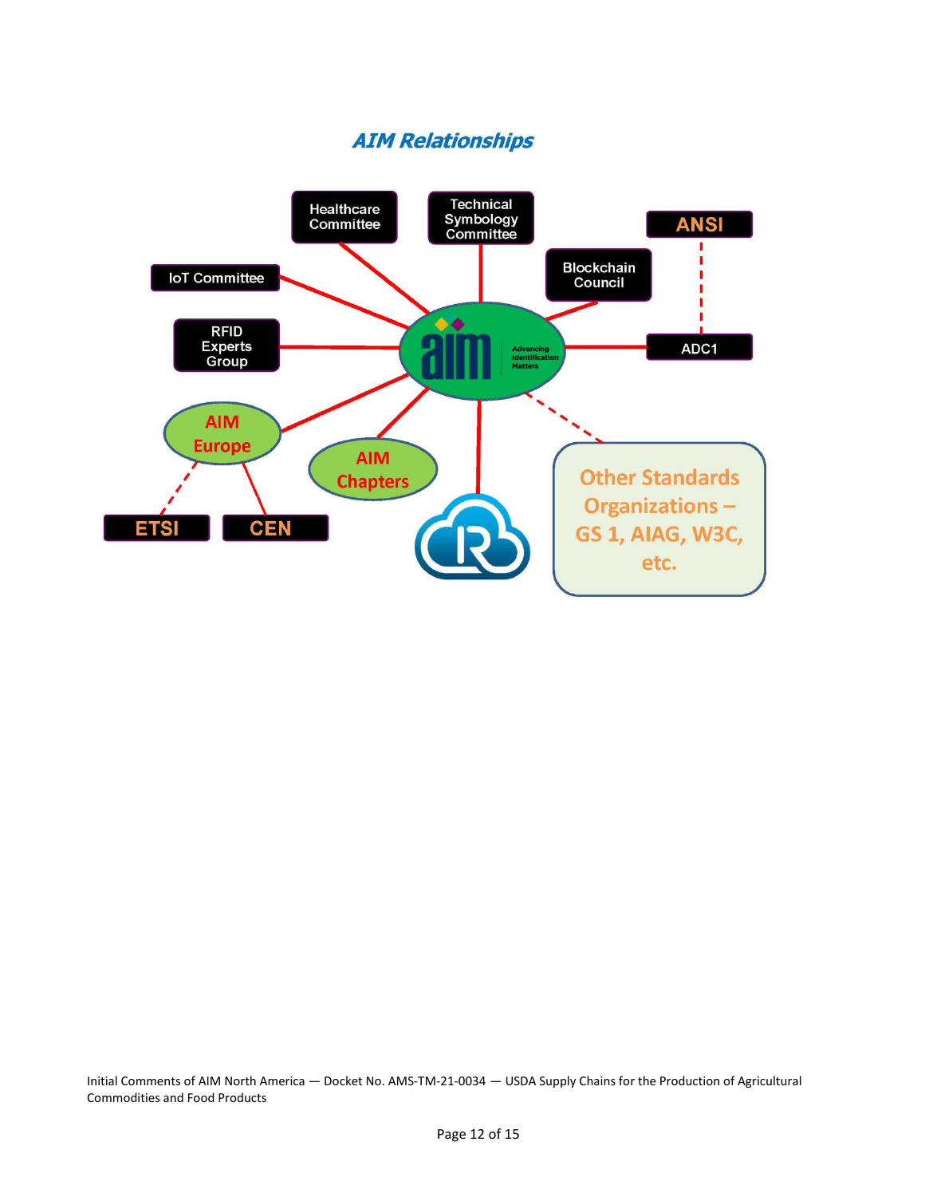## AIM Relationships

Healthcare Committee

Technical Symbology Committee

ANSI

IoT Committee

Blockchain Council

RFID Experts Group

ADC1

AIM Europe

AIM Chapters

Other Standards Organizations – GS 1, AIAG, W3C, etc.

ETSI

CEN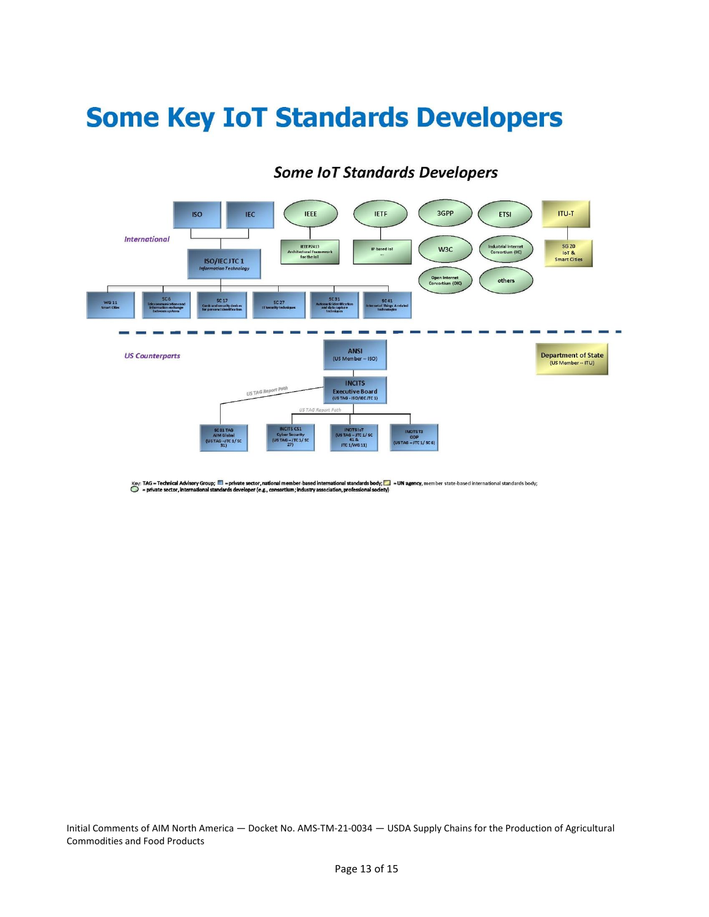# Some Key IoT Standards Developers

## Some IoT Standards Developers

**International**

- ISO
- IEC
  - ISO/IEC JTC 1 *Information Technology*
    - WG 11 Smart Cities
    - SC 6 Telecommunications and information exchange between systems
    - SC 17 Cards and security devices for personal identification
    - SC 27 IT Security techniques
    - SC 31 Automatic identification and data capture techniques
    - SC 41 Internet of Things & related technologies
- IEEE
  - IEEE P2413 Architectural framework for the IoT
- IETF
  - IP-based IoT ...
- 3GPP
- ETSI
- W3C
- Industrial Internet Consortium (IIC)
- Open Internet Consortium (OIC)
- others
- ITU-T
  - SG 20 IoT & Smart Cities

**US Counterparts**

- ANSI (US Member -- ISO)
  - INCITS Executive Board (US TAG - ISO/IEC JTC 1)
    - SC 31 TAG AIM Global (US TAG – JTC 1/ SC 31) *(US TAG Report Path)*
    - INCITS CS1 Cyber Security (US TAG – JTC 1/ SC 27) *(US TAG Report Path)*
    - INCITS IoT (US TAG – JTC 1/ SC 41 & JTC 1/WG 11)
    - INCITS T3 ODP (US TAG – JTC 1/ SC 6)
- Department of State (US Member -- ITU)

Key: TAG = Technical Advisory Group; ▭ = private sector, national member-based international standards body; ▭ = UN agency, member state-based international standards body; ◯ = private sector, international standards developer (e.g., consortium; industry association, professional society)

Initial Comments of AIM North America — Docket No. AMS-TM-21-0034 — USDA Supply Chains for the Production of Agricultural Commodities and Food Products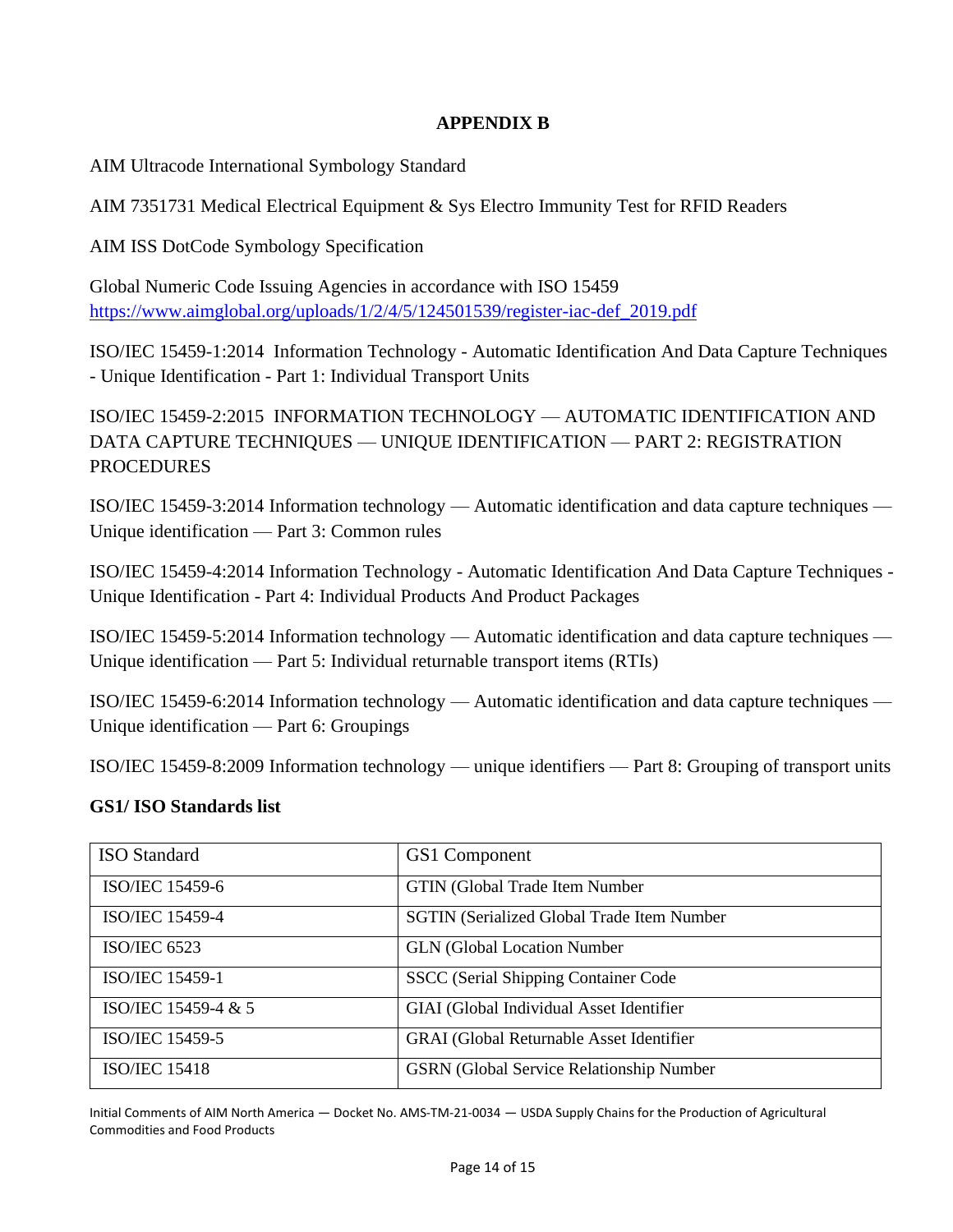# APPENDIX B

AIM Ultracode International Symbology Standard

AIM 7351731 Medical Electrical Equipment & Sys Electro Immunity Test for RFID Readers

AIM ISS DotCode Symbology Specification

Global Numeric Code Issuing Agencies in accordance with ISO 15459
https://www.aimglobal.org/uploads/1/2/4/5/124501539/register-iac-def_2019.pdf

ISO/IEC 15459-1:2014 Information Technology - Automatic Identification And Data Capture Techniques - Unique Identification - Part 1: Individual Transport Units

ISO/IEC 15459-2:2015 INFORMATION TECHNOLOGY — AUTOMATIC IDENTIFICATION AND DATA CAPTURE TECHNIQUES — UNIQUE IDENTIFICATION — PART 2: REGISTRATION PROCEDURES

ISO/IEC 15459-3:2014 Information technology — Automatic identification and data capture techniques — Unique identification — Part 3: Common rules

ISO/IEC 15459-4:2014 Information Technology - Automatic Identification And Data Capture Techniques - Unique Identification - Part 4: Individual Products And Product Packages

ISO/IEC 15459-5:2014 Information technology — Automatic identification and data capture techniques — Unique identification — Part 5: Individual returnable transport items (RTIs)

ISO/IEC 15459-6:2014 Information technology — Automatic identification and data capture techniques — Unique identification — Part 6: Groupings

ISO/IEC 15459-8:2009 Information technology — unique identifiers — Part 8: Grouping of transport units

**GS1/ ISO Standards list**

| ISO Standard | GS1 Component |
|---|---|
| ISO/IEC 15459-6 | GTIN (Global Trade Item Number |
| ISO/IEC 15459-4 | SGTIN (Serialized Global Trade Item Number |
| ISO/IEC 6523 | GLN (Global Location Number |
| ISO/IEC 15459-1 | SSCC (Serial Shipping Container Code |
| ISO/IEC 15459-4 & 5 | GIAI (Global Individual Asset Identifier |
| ISO/IEC 15459-5 | GRAI (Global Returnable Asset Identifier |
| ISO/IEC 15418 | GSRN (Global Service Relationship Number |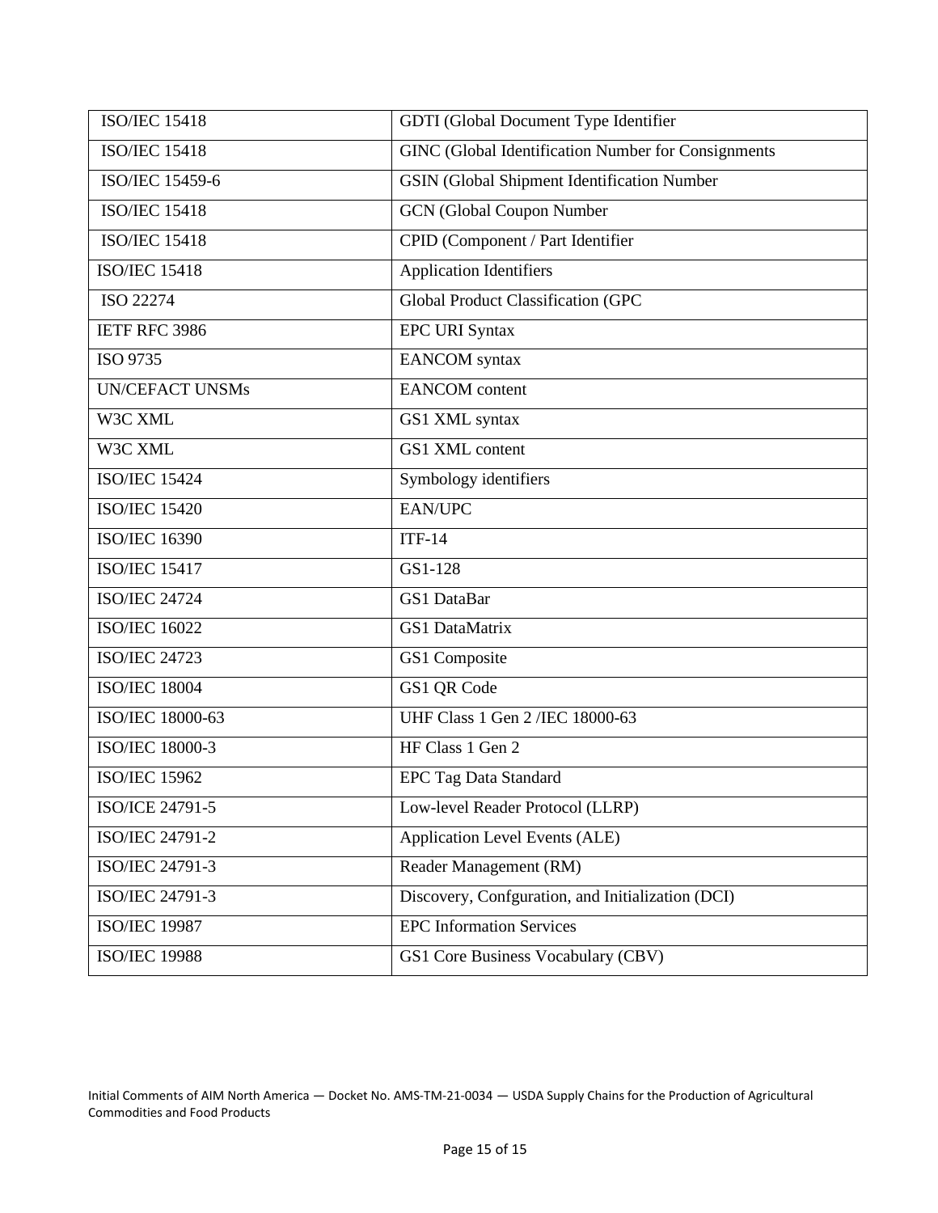| | |
|---|---|
| ISO/IEC 15418 | GDTI (Global Document Type Identifier |
| ISO/IEC 15418 | GINC (Global Identification Number for Consignments |
| ISO/IEC 15459-6 | GSIN (Global Shipment Identification Number |
| ISO/IEC 15418 | GCN (Global Coupon Number |
| ISO/IEC 15418 | CPID (Component / Part Identifier |
| ISO/IEC 15418 | Application Identifiers |
| ISO 22274 | Global Product Classification (GPC |
| IETF RFC 3986 | EPC URI Syntax |
| ISO 9735 | EANCOM syntax |
| UN/CEFACT UNSMs | EANCOM content |
| W3C XML | GS1 XML syntax |
| W3C XML | GS1 XML content |
| ISO/IEC 15424 | Symbology identifiers |
| ISO/IEC 15420 | EAN/UPC |
| ISO/IEC 16390 | ITF-14 |
| ISO/IEC 15417 | GS1-128 |
| ISO/IEC 24724 | GS1 DataBar |
| ISO/IEC 16022 | GS1 DataMatrix |
| ISO/IEC 24723 | GS1 Composite |
| ISO/IEC 18004 | GS1 QR Code |
| ISO/IEC 18000-63 | UHF Class 1 Gen 2 /IEC 18000-63 |
| ISO/IEC 18000-3 | HF Class 1 Gen 2 |
| ISO/IEC 15962 | EPC Tag Data Standard |
| ISO/ICE 24791-5 | Low-level Reader Protocol (LLRP) |
| ISO/IEC 24791-2 | Application Level Events (ALE) |
| ISO/IEC 24791-3 | Reader Management (RM) |
| ISO/IEC 24791-3 | Discovery, Confguration, and Initialization (DCI) |
| ISO/IEC 19987 | EPC Information Services |
| ISO/IEC 19988 | GS1 Core Business Vocabulary (CBV) |